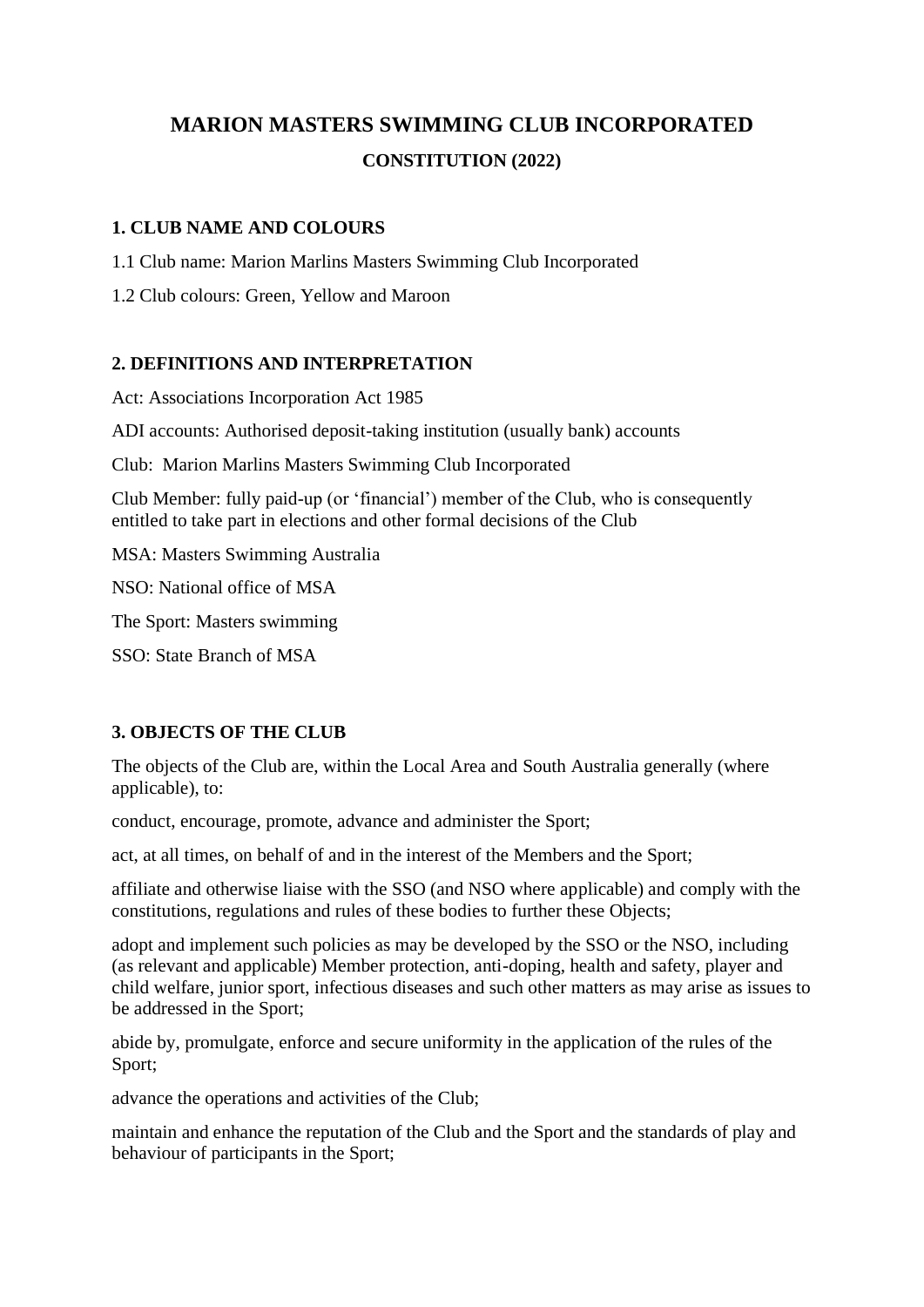# MARION MASTERS SWIMMING CLUB INCORPORATED

## CONSTITUTION (2022)

### 1. CLUB NAME AND COLOURS

1.1 Club name: Marion Marlins Masters Swimming Club Incorporated

1.2 Club colours: Green, Yellow and Maroon

### 2. DEFINITIONS AND INTERPRETATION

Act: Associations Incorporation Act 1985

ADI accounts: Authorised deposit-taking institution (usually bank) accounts

Club: Marion Marlins Masters Swimming Club Incorporated

Club Member: fully paid-up (or 'financial') member of the Club, who is consequently entitled to take part in elections and other formal decisions of the Club

MSA: Masters Swimming Australia

NSO: National office of MSA

The Sport: Masters swimming

SSO: State Branch of MSA

### 3. OBJECTS OF THE CLUB

The objects of the Club are, within the Local Area and South Australia generally (where applicable), to:

conduct, encourage, promote, advance and administer the Sport;

act, at all times, on behalf of and in the interest of the Members and the Sport;

affiliate and otherwise liaise with the SSO (and NSO where applicable) and comply with the constitutions, regulations and rules of these bodies to further these Objects;

adopt and implement such policies as may be developed by the SSO or the NSO, including (as relevant and applicable) Member protection, anti-doping, health and safety, player and child welfare, junior sport, infectious diseases and such other matters as may arise as issues to be addressed in the Sport;

abide by, promulgate, enforce and secure uniformity in the application of the rules of the Sport;

advance the operations and activities of the Club;

maintain and enhance the reputation of the Club and the Sport and the standards of play and behaviour of participants in the Sport;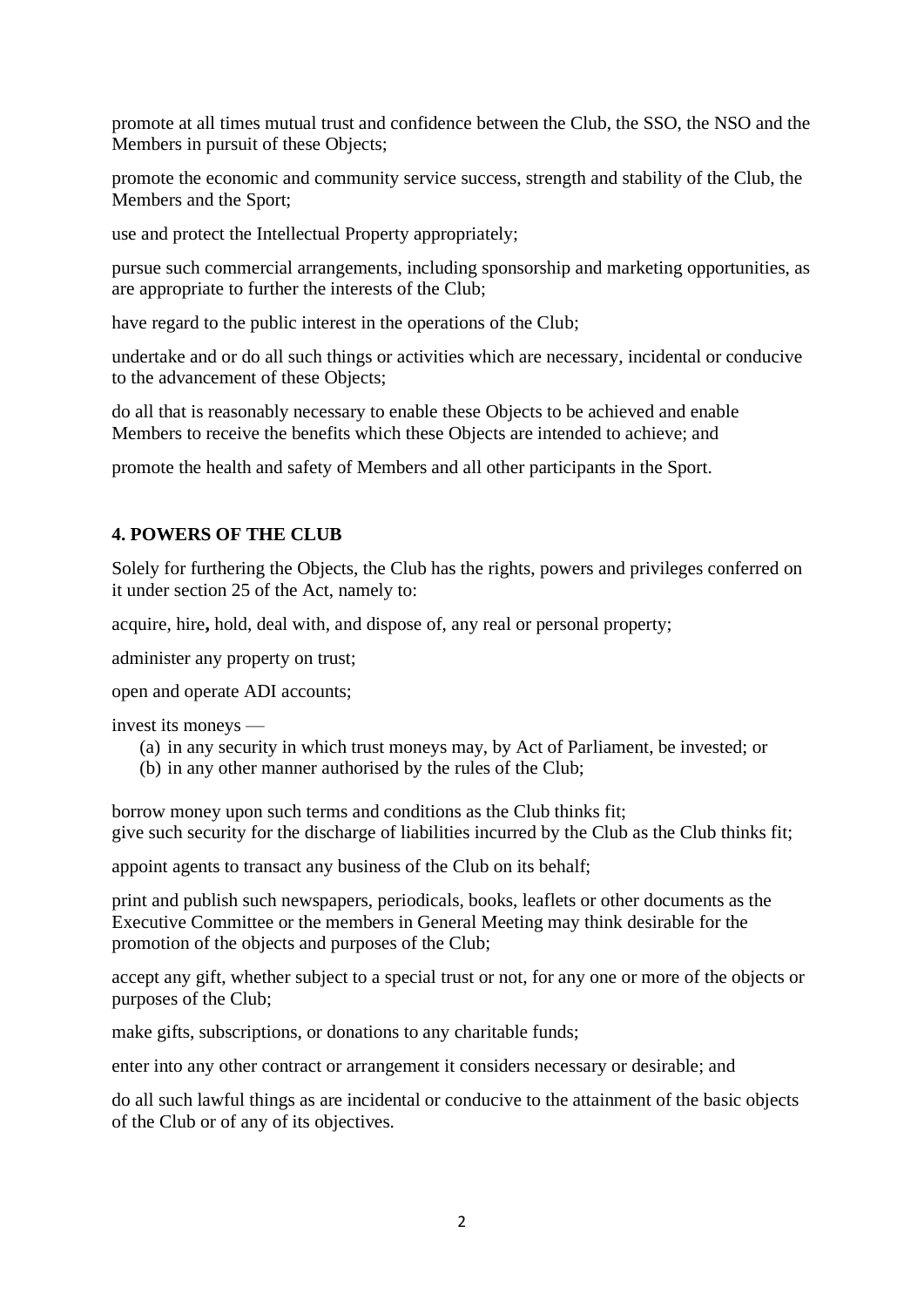promote at all times mutual trust and confidence between the Club, the SSO, the NSO and the Members in pursuit of these Objects;

promote the economic and community service success, strength and stability of the Club, the Members and the Sport;

use and protect the Intellectual Property appropriately;

pursue such commercial arrangements, including sponsorship and marketing opportunities, as are appropriate to further the interests of the Club;

have regard to the public interest in the operations of the Club;

undertake and or do all such things or activities which are necessary, incidental or conducive to the advancement of these Objects;

do all that is reasonably necessary to enable these Objects to be achieved and enable Members to receive the benefits which these Objects are intended to achieve; and

promote the health and safety of Members and all other participants in the Sport.

**4. POWERS OF THE CLUB**

Solely for furthering the Objects, the Club has the rights, powers and privileges conferred on it under section 25 of the Act, namely to:

acquire, hire**,** hold, deal with, and dispose of, any real or personal property;

administer any property on trust;

open and operate ADI accounts;

invest its moneys —

(a) in any security in which trust moneys may, by Act of Parliament, be invested; or
(b) in any other manner authorised by the rules of the Club;

borrow money upon such terms and conditions as the Club thinks fit;
give such security for the discharge of liabilities incurred by the Club as the Club thinks fit;

appoint agents to transact any business of the Club on its behalf;

print and publish such newspapers, periodicals, books, leaflets or other documents as the Executive Committee or the members in General Meeting may think desirable for the promotion of the objects and purposes of the Club;

accept any gift, whether subject to a special trust or not, for any one or more of the objects or purposes of the Club;

make gifts, subscriptions, or donations to any charitable funds;

enter into any other contract or arrangement it considers necessary or desirable; and

do all such lawful things as are incidental or conducive to the attainment of the basic objects of the Club or of any of its objectives.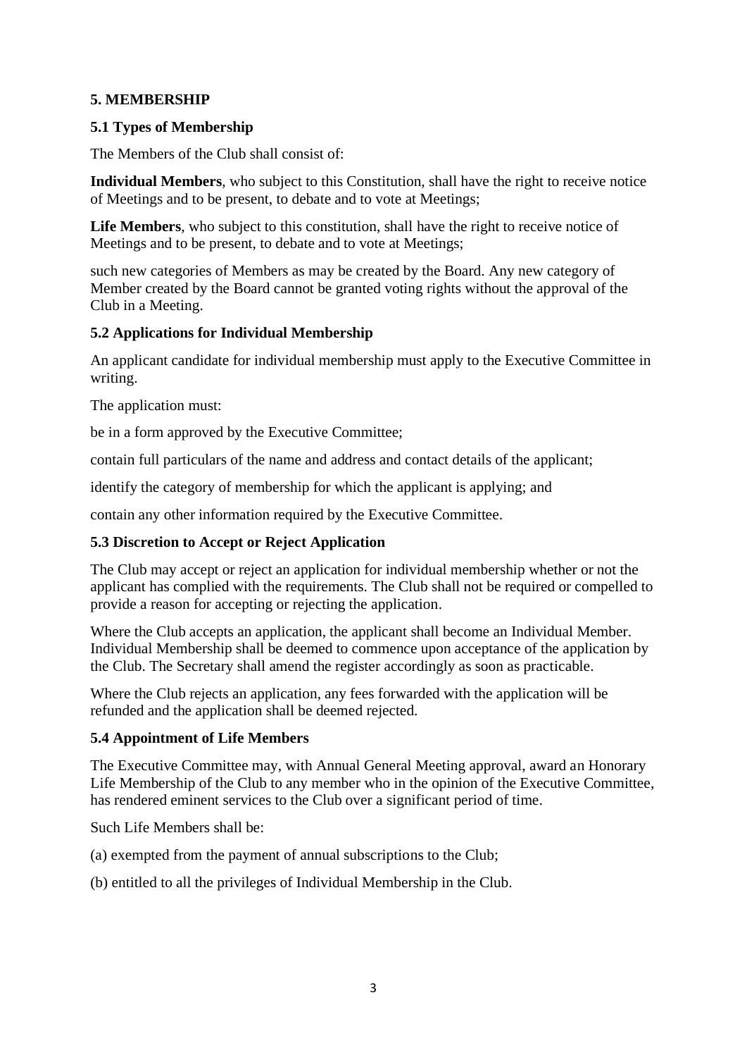## 5. MEMBERSHIP

### 5.1 Types of Membership

The Members of the Club shall consist of:

**Individual Members**, who subject to this Constitution, shall have the right to receive notice of Meetings and to be present, to debate and to vote at Meetings;

**Life Members**, who subject to this constitution, shall have the right to receive notice of Meetings and to be present, to debate and to vote at Meetings;

such new categories of Members as may be created by the Board. Any new category of Member created by the Board cannot be granted voting rights without the approval of the Club in a Meeting.

### 5.2 Applications for Individual Membership

An applicant candidate for individual membership must apply to the Executive Committee in writing.

The application must:

be in a form approved by the Executive Committee;

contain full particulars of the name and address and contact details of the applicant;

identify the category of membership for which the applicant is applying; and

contain any other information required by the Executive Committee.

### 5.3 Discretion to Accept or Reject Application

The Club may accept or reject an application for individual membership whether or not the applicant has complied with the requirements. The Club shall not be required or compelled to provide a reason for accepting or rejecting the application.

Where the Club accepts an application, the applicant shall become an Individual Member. Individual Membership shall be deemed to commence upon acceptance of the application by the Club. The Secretary shall amend the register accordingly as soon as practicable.

Where the Club rejects an application, any fees forwarded with the application will be refunded and the application shall be deemed rejected.

### 5.4 Appointment of Life Members

The Executive Committee may, with Annual General Meeting approval, award an Honorary Life Membership of the Club to any member who in the opinion of the Executive Committee, has rendered eminent services to the Club over a significant period of time.

Such Life Members shall be:

(a) exempted from the payment of annual subscriptions to the Club;

(b) entitled to all the privileges of Individual Membership in the Club.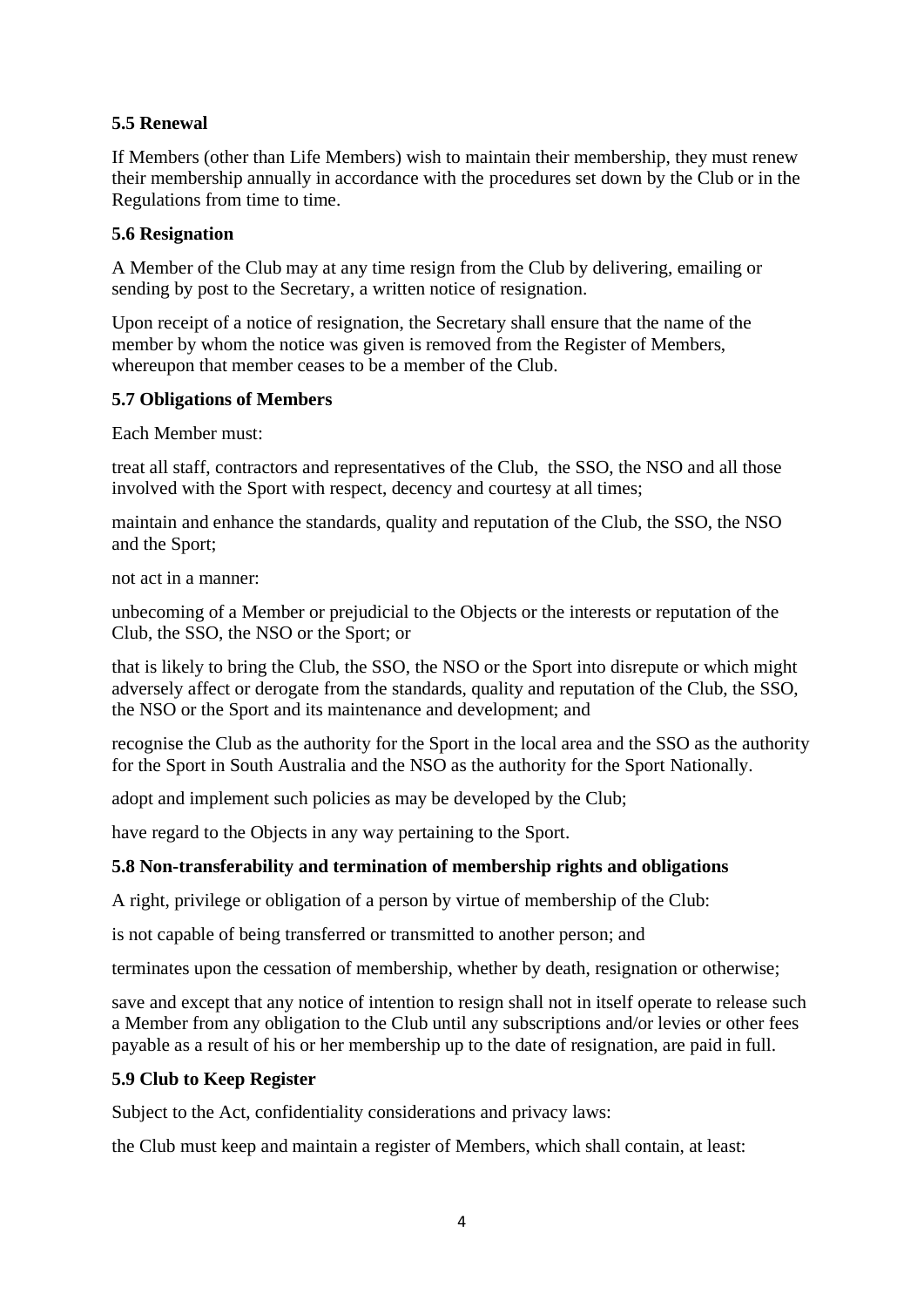### 5.5 Renewal

If Members (other than Life Members) wish to maintain their membership, they must renew their membership annually in accordance with the procedures set down by the Club or in the Regulations from time to time.

### 5.6 Resignation

A Member of the Club may at any time resign from the Club by delivering, emailing or sending by post to the Secretary, a written notice of resignation.

Upon receipt of a notice of resignation, the Secretary shall ensure that the name of the member by whom the notice was given is removed from the Register of Members, whereupon that member ceases to be a member of the Club.

### 5.7 Obligations of Members

Each Member must:

treat all staff, contractors and representatives of the Club, the SSO, the NSO and all those involved with the Sport with respect, decency and courtesy at all times;

maintain and enhance the standards, quality and reputation of the Club, the SSO, the NSO and the Sport;

not act in a manner:

unbecoming of a Member or prejudicial to the Objects or the interests or reputation of the Club, the SSO, the NSO or the Sport; or

that is likely to bring the Club, the SSO, the NSO or the Sport into disrepute or which might adversely affect or derogate from the standards, quality and reputation of the Club, the SSO, the NSO or the Sport and its maintenance and development; and

recognise the Club as the authority for the Sport in the local area and the SSO as the authority for the Sport in South Australia and the NSO as the authority for the Sport Nationally.

adopt and implement such policies as may be developed by the Club;

have regard to the Objects in any way pertaining to the Sport.

### 5.8 Non-transferability and termination of membership rights and obligations

A right, privilege or obligation of a person by virtue of membership of the Club:

is not capable of being transferred or transmitted to another person; and

terminates upon the cessation of membership, whether by death, resignation or otherwise;

save and except that any notice of intention to resign shall not in itself operate to release such a Member from any obligation to the Club until any subscriptions and/or levies or other fees payable as a result of his or her membership up to the date of resignation, are paid in full.

### 5.9 Club to Keep Register

Subject to the Act, confidentiality considerations and privacy laws:

the Club must keep and maintain a register of Members, which shall contain, at least: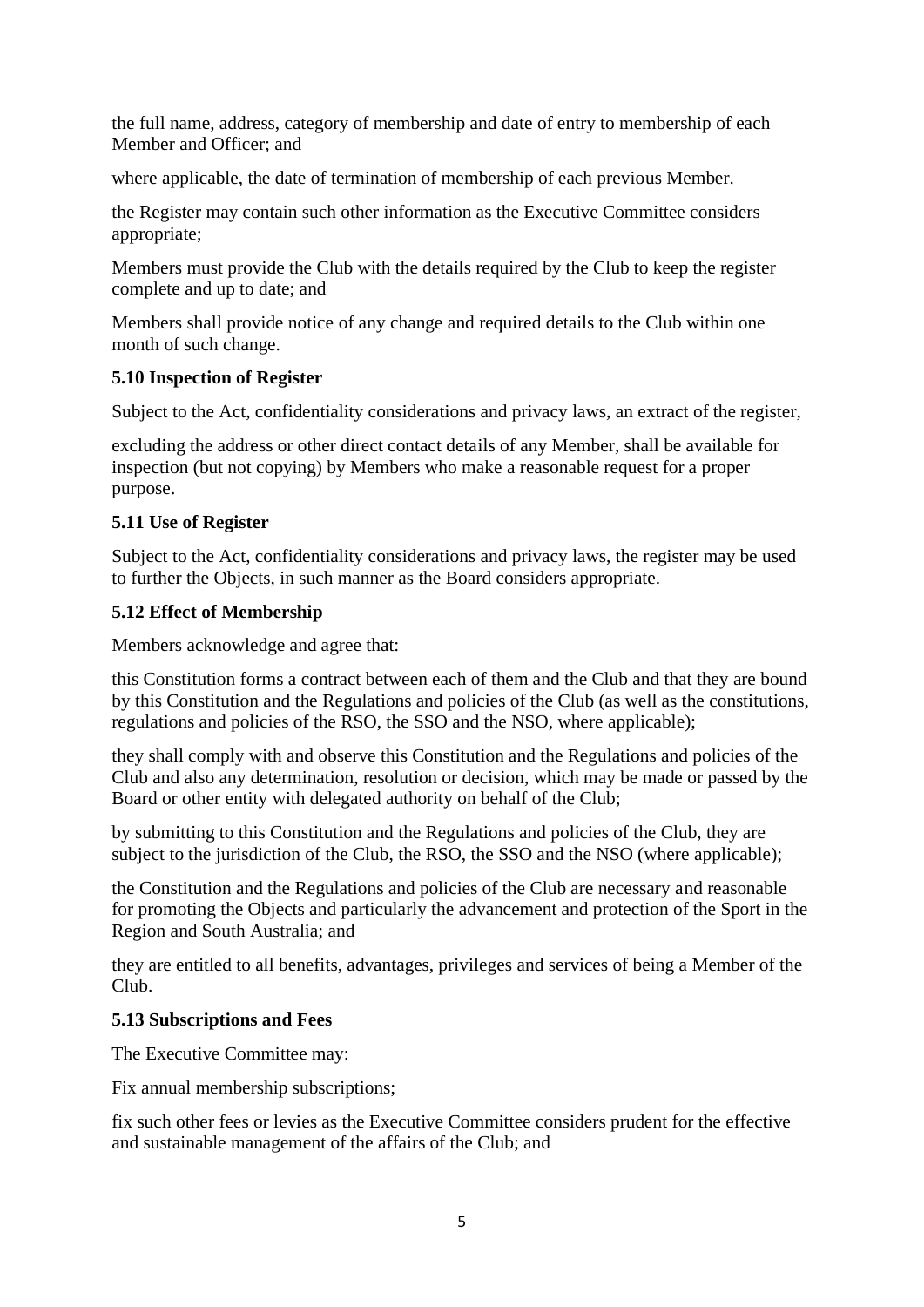the full name, address, category of membership and date of entry to membership of each Member and Officer; and

where applicable, the date of termination of membership of each previous Member.

the Register may contain such other information as the Executive Committee considers appropriate;

Members must provide the Club with the details required by the Club to keep the register complete and up to date; and

Members shall provide notice of any change and required details to the Club within one month of such change.

**5.10 Inspection of Register**

Subject to the Act, confidentiality considerations and privacy laws, an extract of the register,

excluding the address or other direct contact details of any Member, shall be available for inspection (but not copying) by Members who make a reasonable request for a proper purpose.

**5.11 Use of Register**

Subject to the Act, confidentiality considerations and privacy laws, the register may be used to further the Objects, in such manner as the Board considers appropriate.

**5.12 Effect of Membership**

Members acknowledge and agree that:

this Constitution forms a contract between each of them and the Club and that they are bound by this Constitution and the Regulations and policies of the Club (as well as the constitutions, regulations and policies of the RSO, the SSO and the NSO, where applicable);

they shall comply with and observe this Constitution and the Regulations and policies of the Club and also any determination, resolution or decision, which may be made or passed by the Board or other entity with delegated authority on behalf of the Club;

by submitting to this Constitution and the Regulations and policies of the Club, they are subject to the jurisdiction of the Club, the RSO, the SSO and the NSO (where applicable);

the Constitution and the Regulations and policies of the Club are necessary and reasonable for promoting the Objects and particularly the advancement and protection of the Sport in the Region and South Australia; and

they are entitled to all benefits, advantages, privileges and services of being a Member of the Club.

**5.13 Subscriptions and Fees**

The Executive Committee may:

Fix annual membership subscriptions;

fix such other fees or levies as the Executive Committee considers prudent for the effective and sustainable management of the affairs of the Club; and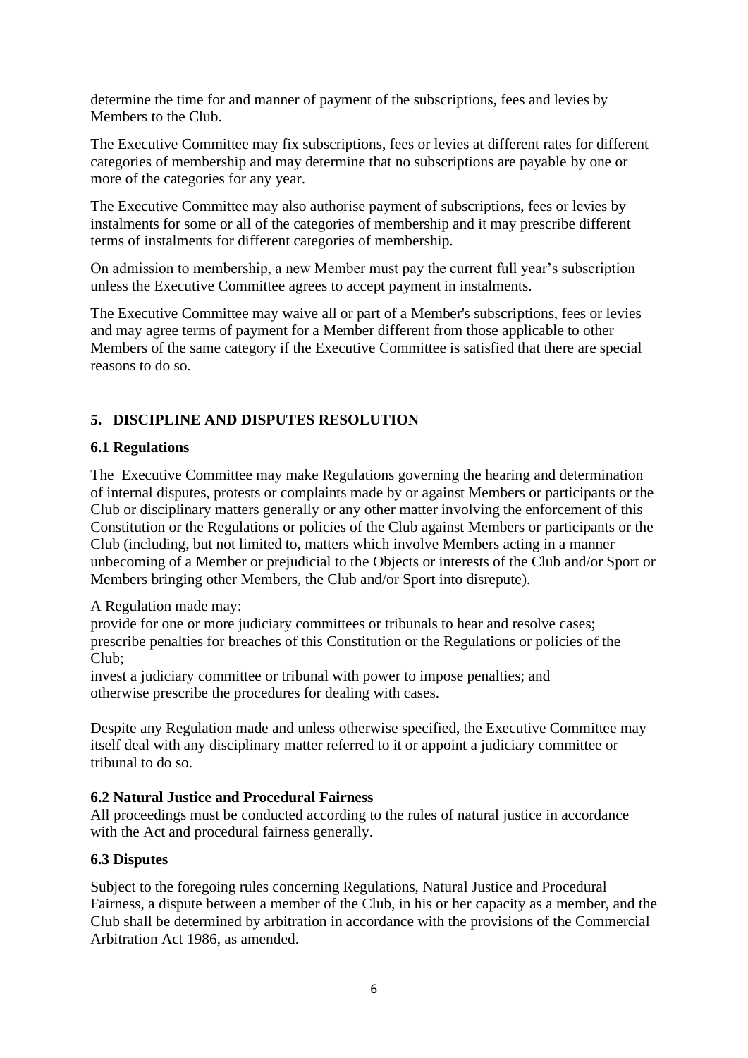determine the time for and manner of payment of the subscriptions, fees and levies by Members to the Club.

The Executive Committee may fix subscriptions, fees or levies at different rates for different categories of membership and may determine that no subscriptions are payable by one or more of the categories for any year.

The Executive Committee may also authorise payment of subscriptions, fees or levies by instalments for some or all of the categories of membership and it may prescribe different terms of instalments for different categories of membership.

On admission to membership, a new Member must pay the current full year's subscription unless the Executive Committee agrees to accept payment in instalments.

The Executive Committee may waive all or part of a Member's subscriptions, fees or levies and may agree terms of payment for a Member different from those applicable to other Members of the same category if the Executive Committee is satisfied that there are special reasons to do so.

## 5. DISCIPLINE AND DISPUTES RESOLUTION

### 6.1 Regulations

The Executive Committee may make Regulations governing the hearing and determination of internal disputes, protests or complaints made by or against Members or participants or the Club or disciplinary matters generally or any other matter involving the enforcement of this Constitution or the Regulations or policies of the Club against Members or participants or the Club (including, but not limited to, matters which involve Members acting in a manner unbecoming of a Member or prejudicial to the Objects or interests of the Club and/or Sport or Members bringing other Members, the Club and/or Sport into disrepute).

A Regulation made may:
provide for one or more judiciary committees or tribunals to hear and resolve cases;
prescribe penalties for breaches of this Constitution or the Regulations or policies of the Club;
invest a judiciary committee or tribunal with power to impose penalties; and
otherwise prescribe the procedures for dealing with cases.

Despite any Regulation made and unless otherwise specified, the Executive Committee may itself deal with any disciplinary matter referred to it or appoint a judiciary committee or tribunal to do so.

### 6.2 Natural Justice and Procedural Fairness

All proceedings must be conducted according to the rules of natural justice in accordance with the Act and procedural fairness generally.

### 6.3 Disputes

Subject to the foregoing rules concerning Regulations, Natural Justice and Procedural Fairness, a dispute between a member of the Club, in his or her capacity as a member, and the Club shall be determined by arbitration in accordance with the provisions of the Commercial Arbitration Act 1986, as amended.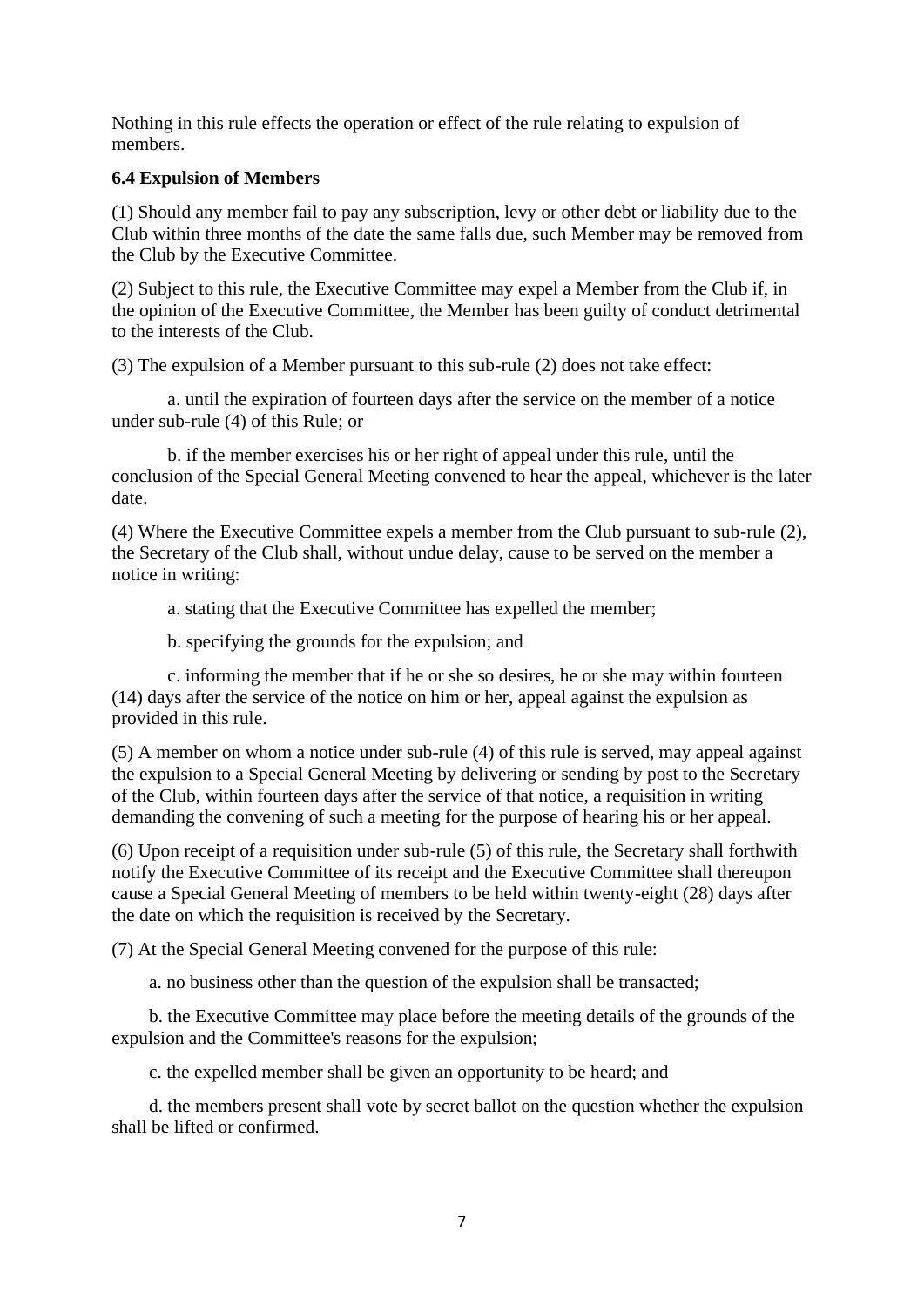Nothing in this rule effects the operation or effect of the rule relating to expulsion of members.

**6.4 Expulsion of Members**

(1) Should any member fail to pay any subscription, levy or other debt or liability due to the Club within three months of the date the same falls due, such Member may be removed from the Club by the Executive Committee.

(2) Subject to this rule, the Executive Committee may expel a Member from the Club if, in the opinion of the Executive Committee, the Member has been guilty of conduct detrimental to the interests of the Club.

(3) The expulsion of a Member pursuant to this sub-rule (2) does not take effect:

a. until the expiration of fourteen days after the service on the member of a notice under sub-rule (4) of this Rule; or

b. if the member exercises his or her right of appeal under this rule, until the conclusion of the Special General Meeting convened to hear the appeal, whichever is the later date.

(4) Where the Executive Committee expels a member from the Club pursuant to sub-rule (2), the Secretary of the Club shall, without undue delay, cause to be served on the member a notice in writing:

a. stating that the Executive Committee has expelled the member;

b. specifying the grounds for the expulsion; and

c. informing the member that if he or she so desires, he or she may within fourteen (14) days after the service of the notice on him or her, appeal against the expulsion as provided in this rule.

(5) A member on whom a notice under sub-rule (4) of this rule is served, may appeal against the expulsion to a Special General Meeting by delivering or sending by post to the Secretary of the Club, within fourteen days after the service of that notice, a requisition in writing demanding the convening of such a meeting for the purpose of hearing his or her appeal.

(6) Upon receipt of a requisition under sub-rule (5) of this rule, the Secretary shall forthwith notify the Executive Committee of its receipt and the Executive Committee shall thereupon cause a Special General Meeting of members to be held within twenty-eight (28) days after the date on which the requisition is received by the Secretary.

(7) At the Special General Meeting convened for the purpose of this rule:

a. no business other than the question of the expulsion shall be transacted;

b. the Executive Committee may place before the meeting details of the grounds of the expulsion and the Committee's reasons for the expulsion;

c. the expelled member shall be given an opportunity to be heard; and

d. the members present shall vote by secret ballot on the question whether the expulsion shall be lifted or confirmed.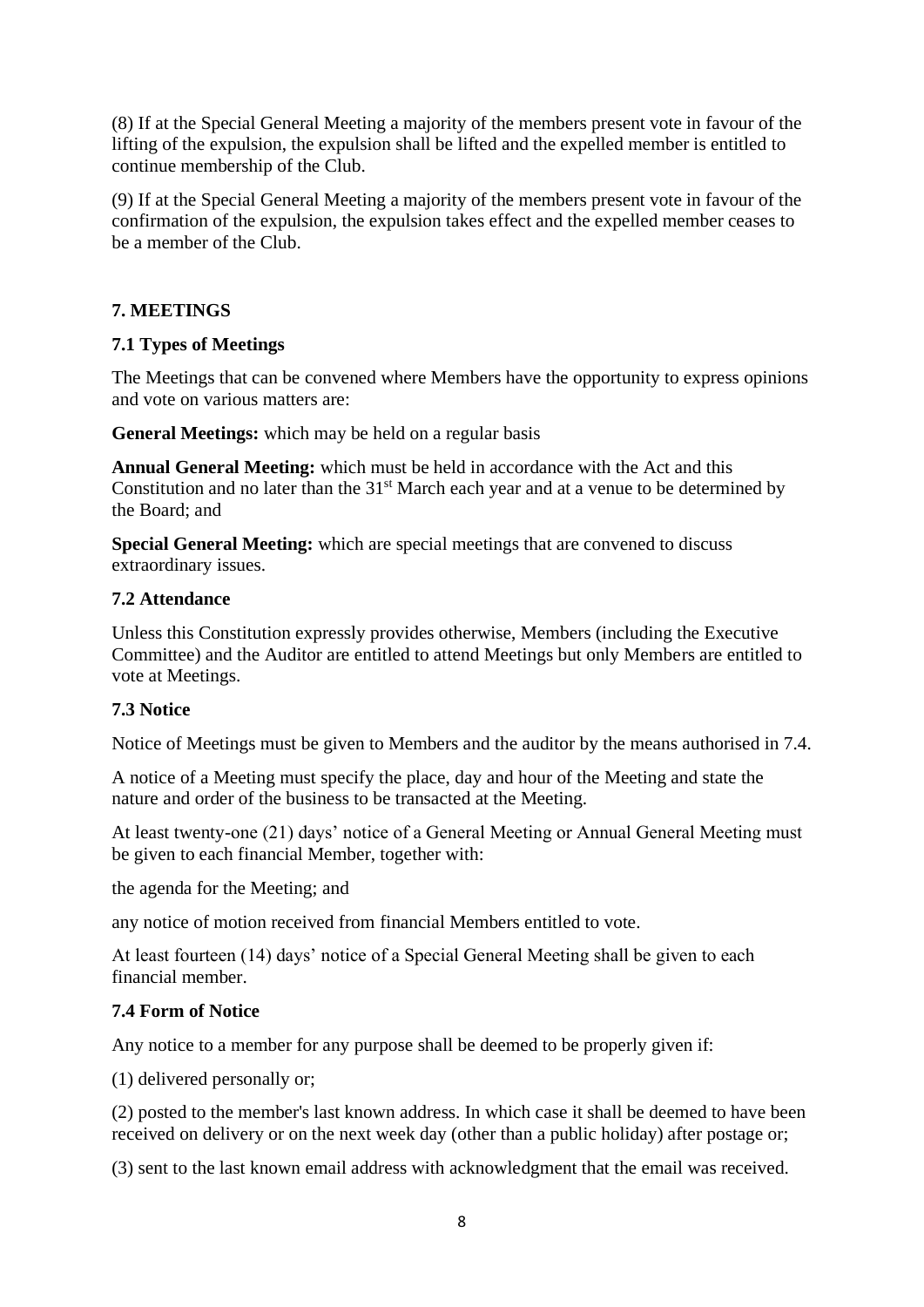(8) If at the Special General Meeting a majority of the members present vote in favour of the lifting of the expulsion, the expulsion shall be lifted and the expelled member is entitled to continue membership of the Club.

(9) If at the Special General Meeting a majority of the members present vote in favour of the confirmation of the expulsion, the expulsion takes effect and the expelled member ceases to be a member of the Club.

## 7. MEETINGS

### 7.1 Types of Meetings

The Meetings that can be convened where Members have the opportunity to express opinions and vote on various matters are:

**General Meetings:** which may be held on a regular basis

**Annual General Meeting:** which must be held in accordance with the Act and this Constitution and no later than the 31st March each year and at a venue to be determined by the Board; and

**Special General Meeting:** which are special meetings that are convened to discuss extraordinary issues.

### 7.2 Attendance

Unless this Constitution expressly provides otherwise, Members (including the Executive Committee) and the Auditor are entitled to attend Meetings but only Members are entitled to vote at Meetings.

### 7.3 Notice

Notice of Meetings must be given to Members and the auditor by the means authorised in 7.4.

A notice of a Meeting must specify the place, day and hour of the Meeting and state the nature and order of the business to be transacted at the Meeting.

At least twenty-one (21) days' notice of a General Meeting or Annual General Meeting must be given to each financial Member, together with:

the agenda for the Meeting; and

any notice of motion received from financial Members entitled to vote.

At least fourteen (14) days' notice of a Special General Meeting shall be given to each financial member.

### 7.4 Form of Notice

Any notice to a member for any purpose shall be deemed to be properly given if:

(1) delivered personally or;

(2) posted to the member's last known address. In which case it shall be deemed to have been received on delivery or on the next week day (other than a public holiday) after postage or;

(3) sent to the last known email address with acknowledgment that the email was received.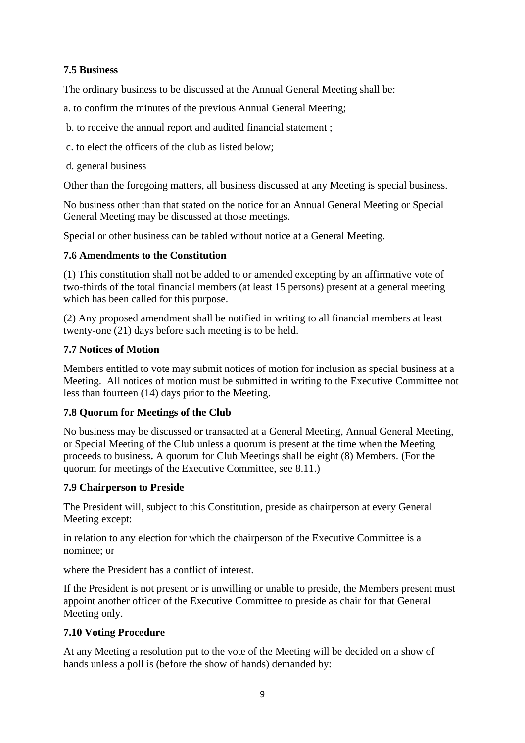**7.5 Business**

The ordinary business to be discussed at the Annual General Meeting shall be:

a. to confirm the minutes of the previous Annual General Meeting;

b. to receive the annual report and audited financial statement ;

c. to elect the officers of the club as listed below;

d. general business

Other than the foregoing matters, all business discussed at any Meeting is special business.

No business other than that stated on the notice for an Annual General Meeting or Special General Meeting may be discussed at those meetings.

Special or other business can be tabled without notice at a General Meeting.

**7.6 Amendments to the Constitution**

(1) This constitution shall not be added to or amended excepting by an affirmative vote of two-thirds of the total financial members (at least 15 persons) present at a general meeting which has been called for this purpose.

(2) Any proposed amendment shall be notified in writing to all financial members at least twenty-one (21) days before such meeting is to be held.

**7.7 Notices of Motion**

Members entitled to vote may submit notices of motion for inclusion as special business at a Meeting. All notices of motion must be submitted in writing to the Executive Committee not less than fourteen (14) days prior to the Meeting.

**7.8 Quorum for Meetings of the Club**

No business may be discussed or transacted at a General Meeting, Annual General Meeting, or Special Meeting of the Club unless a quorum is present at the time when the Meeting proceeds to business**.** A quorum for Club Meetings shall be eight (8) Members. (For the quorum for meetings of the Executive Committee, see 8.11.)

**7.9 Chairperson to Preside**

The President will, subject to this Constitution, preside as chairperson at every General Meeting except:

in relation to any election for which the chairperson of the Executive Committee is a nominee; or

where the President has a conflict of interest.

If the President is not present or is unwilling or unable to preside, the Members present must appoint another officer of the Executive Committee to preside as chair for that General Meeting only.

**7.10 Voting Procedure**

At any Meeting a resolution put to the vote of the Meeting will be decided on a show of hands unless a poll is (before the show of hands) demanded by: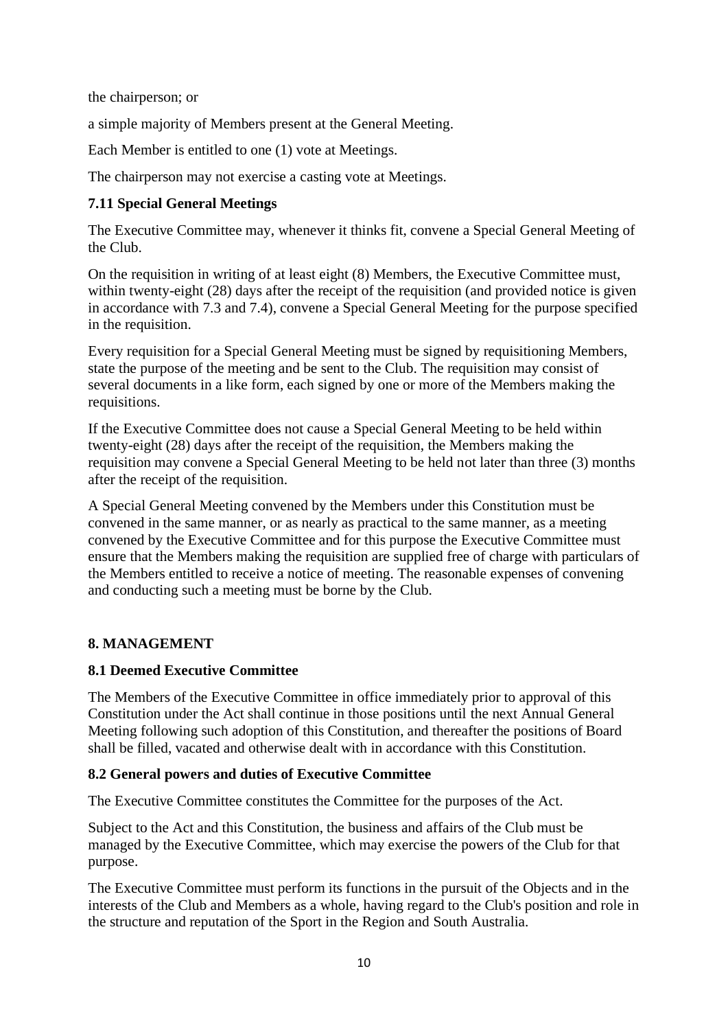the chairperson; or

a simple majority of Members present at the General Meeting.

Each Member is entitled to one (1) vote at Meetings.

The chairperson may not exercise a casting vote at Meetings.

**7.11 Special General Meetings**

The Executive Committee may, whenever it thinks fit, convene a Special General Meeting of the Club.

On the requisition in writing of at least eight (8) Members, the Executive Committee must, within twenty-eight (28) days after the receipt of the requisition (and provided notice is given in accordance with 7.3 and 7.4), convene a Special General Meeting for the purpose specified in the requisition.

Every requisition for a Special General Meeting must be signed by requisitioning Members, state the purpose of the meeting and be sent to the Club. The requisition may consist of several documents in a like form, each signed by one or more of the Members making the requisitions.

If the Executive Committee does not cause a Special General Meeting to be held within twenty-eight (28) days after the receipt of the requisition, the Members making the requisition may convene a Special General Meeting to be held not later than three (3) months after the receipt of the requisition.

A Special General Meeting convened by the Members under this Constitution must be convened in the same manner, or as nearly as practical to the same manner, as a meeting convened by the Executive Committee and for this purpose the Executive Committee must ensure that the Members making the requisition are supplied free of charge with particulars of the Members entitled to receive a notice of meeting. The reasonable expenses of convening and conducting such a meeting must be borne by the Club.

**8. MANAGEMENT**

**8.1 Deemed Executive Committee**

The Members of the Executive Committee in office immediately prior to approval of this Constitution under the Act shall continue in those positions until the next Annual General Meeting following such adoption of this Constitution, and thereafter the positions of Board shall be filled, vacated and otherwise dealt with in accordance with this Constitution.

**8.2 General powers and duties of Executive Committee**

The Executive Committee constitutes the Committee for the purposes of the Act.

Subject to the Act and this Constitution, the business and affairs of the Club must be managed by the Executive Committee, which may exercise the powers of the Club for that purpose.

The Executive Committee must perform its functions in the pursuit of the Objects and in the interests of the Club and Members as a whole, having regard to the Club's position and role in the structure and reputation of the Sport in the Region and South Australia.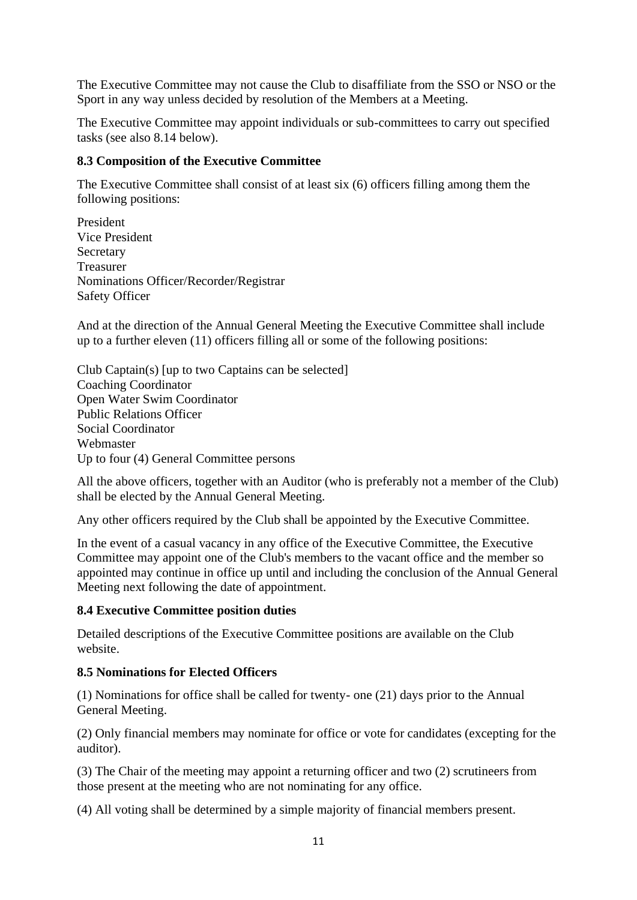The Executive Committee may not cause the Club to disaffiliate from the SSO or NSO or the Sport in any way unless decided by resolution of the Members at a Meeting.

The Executive Committee may appoint individuals or sub-committees to carry out specified tasks (see also 8.14 below).

**8.3 Composition of the Executive Committee**

The Executive Committee shall consist of at least six (6) officers filling among them the following positions:

President  
Vice President  
Secretary  
Treasurer  
Nominations Officer/Recorder/Registrar  
Safety Officer

And at the direction of the Annual General Meeting the Executive Committee shall include up to a further eleven (11) officers filling all or some of the following positions:

Club Captain(s) [up to two Captains can be selected]  
Coaching Coordinator  
Open Water Swim Coordinator  
Public Relations Officer  
Social Coordinator  
Webmaster  
Up to four (4) General Committee persons

All the above officers, together with an Auditor (who is preferably not a member of the Club) shall be elected by the Annual General Meeting.

Any other officers required by the Club shall be appointed by the Executive Committee.

In the event of a casual vacancy in any office of the Executive Committee, the Executive Committee may appoint one of the Club's members to the vacant office and the member so appointed may continue in office up until and including the conclusion of the Annual General Meeting next following the date of appointment.

**8.4 Executive Committee position duties**

Detailed descriptions of the Executive Committee positions are available on the Club website.

**8.5 Nominations for Elected Officers**

(1) Nominations for office shall be called for twenty- one (21) days prior to the Annual General Meeting.

(2) Only financial members may nominate for office or vote for candidates (excepting for the auditor).

(3) The Chair of the meeting may appoint a returning officer and two (2) scrutineers from those present at the meeting who are not nominating for any office.

(4) All voting shall be determined by a simple majority of financial members present.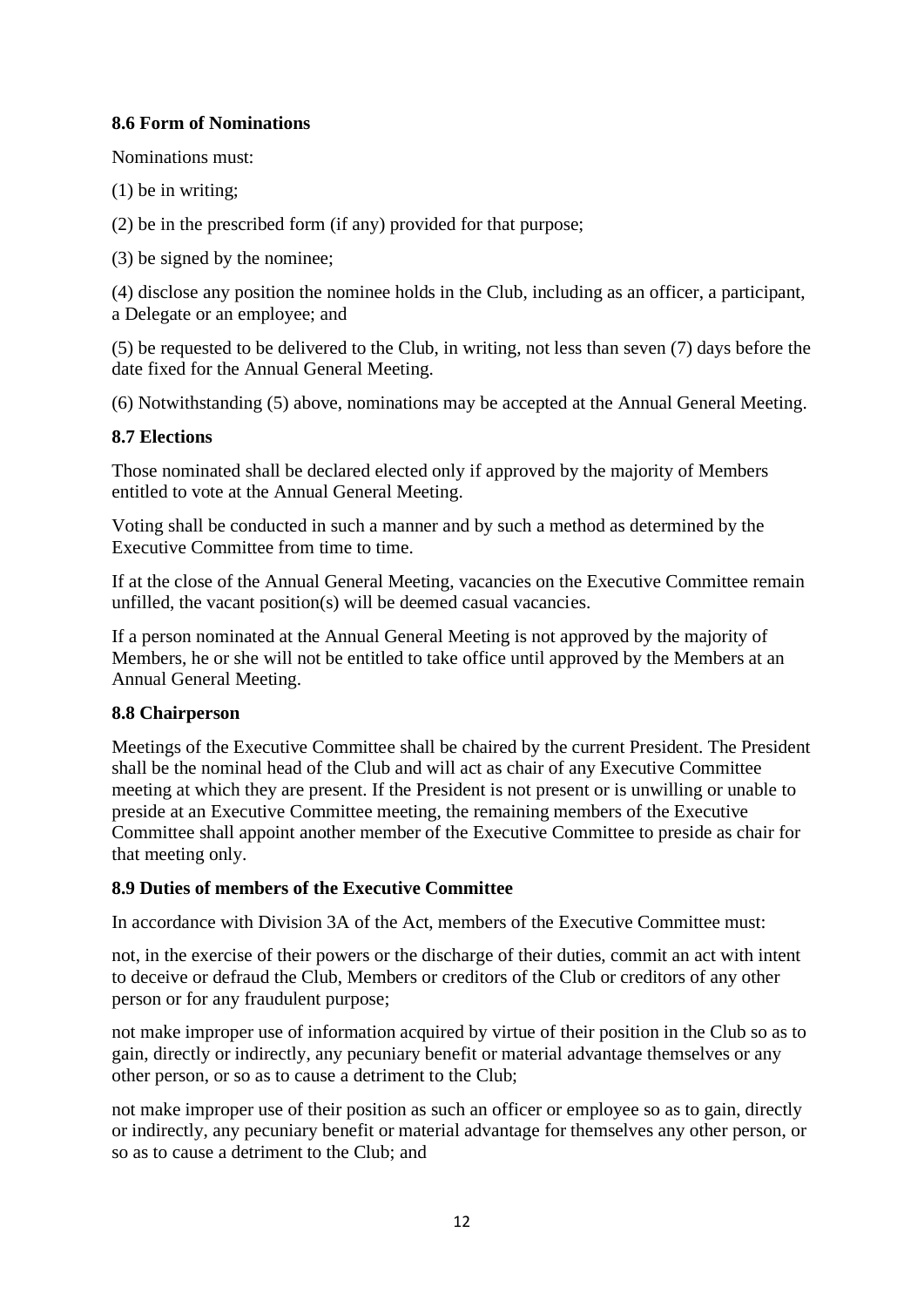### 8.6 Form of Nominations

Nominations must:

(1) be in writing;

(2) be in the prescribed form (if any) provided for that purpose;

(3) be signed by the nominee;

(4) disclose any position the nominee holds in the Club, including as an officer, a participant, a Delegate or an employee; and

(5) be requested to be delivered to the Club, in writing, not less than seven (7) days before the date fixed for the Annual General Meeting.

(6) Notwithstanding (5) above, nominations may be accepted at the Annual General Meeting.

### 8.7 Elections

Those nominated shall be declared elected only if approved by the majority of Members entitled to vote at the Annual General Meeting.

Voting shall be conducted in such a manner and by such a method as determined by the Executive Committee from time to time.

If at the close of the Annual General Meeting, vacancies on the Executive Committee remain unfilled, the vacant position(s) will be deemed casual vacancies.

If a person nominated at the Annual General Meeting is not approved by the majority of Members, he or she will not be entitled to take office until approved by the Members at an Annual General Meeting.

### 8.8 Chairperson

Meetings of the Executive Committee shall be chaired by the current President. The President shall be the nominal head of the Club and will act as chair of any Executive Committee meeting at which they are present. If the President is not present or is unwilling or unable to preside at an Executive Committee meeting, the remaining members of the Executive Committee shall appoint another member of the Executive Committee to preside as chair for that meeting only.

### 8.9 Duties of members of the Executive Committee

In accordance with Division 3A of the Act, members of the Executive Committee must:

not, in the exercise of their powers or the discharge of their duties, commit an act with intent to deceive or defraud the Club, Members or creditors of the Club or creditors of any other person or for any fraudulent purpose;

not make improper use of information acquired by virtue of their position in the Club so as to gain, directly or indirectly, any pecuniary benefit or material advantage themselves or any other person, or so as to cause a detriment to the Club;

not make improper use of their position as such an officer or employee so as to gain, directly or indirectly, any pecuniary benefit or material advantage for themselves any other person, or so as to cause a detriment to the Club; and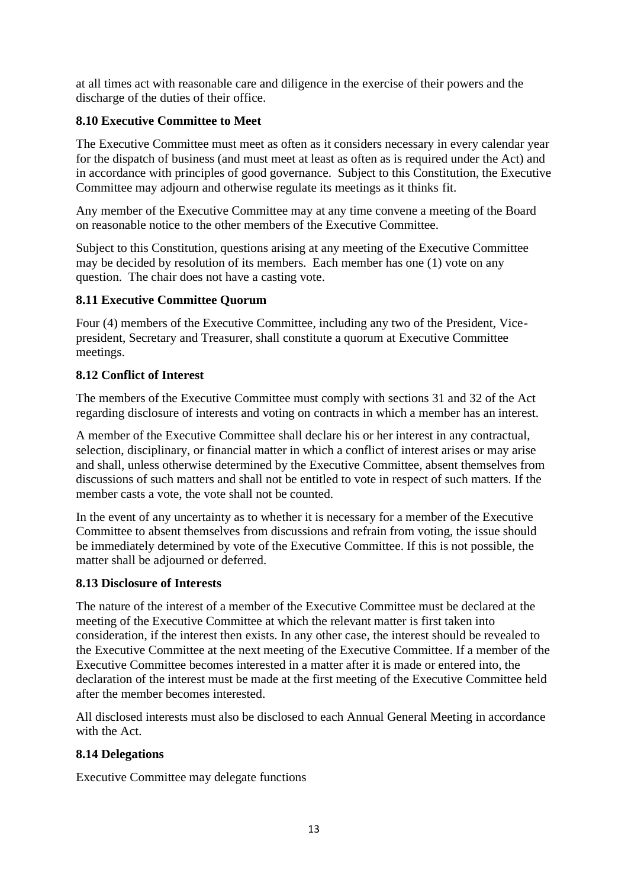at all times act with reasonable care and diligence in the exercise of their powers and the discharge of the duties of their office.

### 8.10 Executive Committee to Meet

The Executive Committee must meet as often as it considers necessary in every calendar year for the dispatch of business (and must meet at least as often as is required under the Act) and in accordance with principles of good governance. Subject to this Constitution, the Executive Committee may adjourn and otherwise regulate its meetings as it thinks fit.

Any member of the Executive Committee may at any time convene a meeting of the Board on reasonable notice to the other members of the Executive Committee.

Subject to this Constitution, questions arising at any meeting of the Executive Committee may be decided by resolution of its members. Each member has one (1) vote on any question. The chair does not have a casting vote.

### 8.11 Executive Committee Quorum

Four (4) members of the Executive Committee, including any two of the President, Vice-president, Secretary and Treasurer, shall constitute a quorum at Executive Committee meetings.

### 8.12 Conflict of Interest

The members of the Executive Committee must comply with sections 31 and 32 of the Act regarding disclosure of interests and voting on contracts in which a member has an interest.

A member of the Executive Committee shall declare his or her interest in any contractual, selection, disciplinary, or financial matter in which a conflict of interest arises or may arise and shall, unless otherwise determined by the Executive Committee, absent themselves from discussions of such matters and shall not be entitled to vote in respect of such matters. If the member casts a vote, the vote shall not be counted.

In the event of any uncertainty as to whether it is necessary for a member of the Executive Committee to absent themselves from discussions and refrain from voting, the issue should be immediately determined by vote of the Executive Committee. If this is not possible, the matter shall be adjourned or deferred.

### 8.13 Disclosure of Interests

The nature of the interest of a member of the Executive Committee must be declared at the meeting of the Executive Committee at which the relevant matter is first taken into consideration, if the interest then exists. In any other case, the interest should be revealed to the Executive Committee at the next meeting of the Executive Committee. If a member of the Executive Committee becomes interested in a matter after it is made or entered into, the declaration of the interest must be made at the first meeting of the Executive Committee held after the member becomes interested.

All disclosed interests must also be disclosed to each Annual General Meeting in accordance with the Act.

### 8.14 Delegations

Executive Committee may delegate functions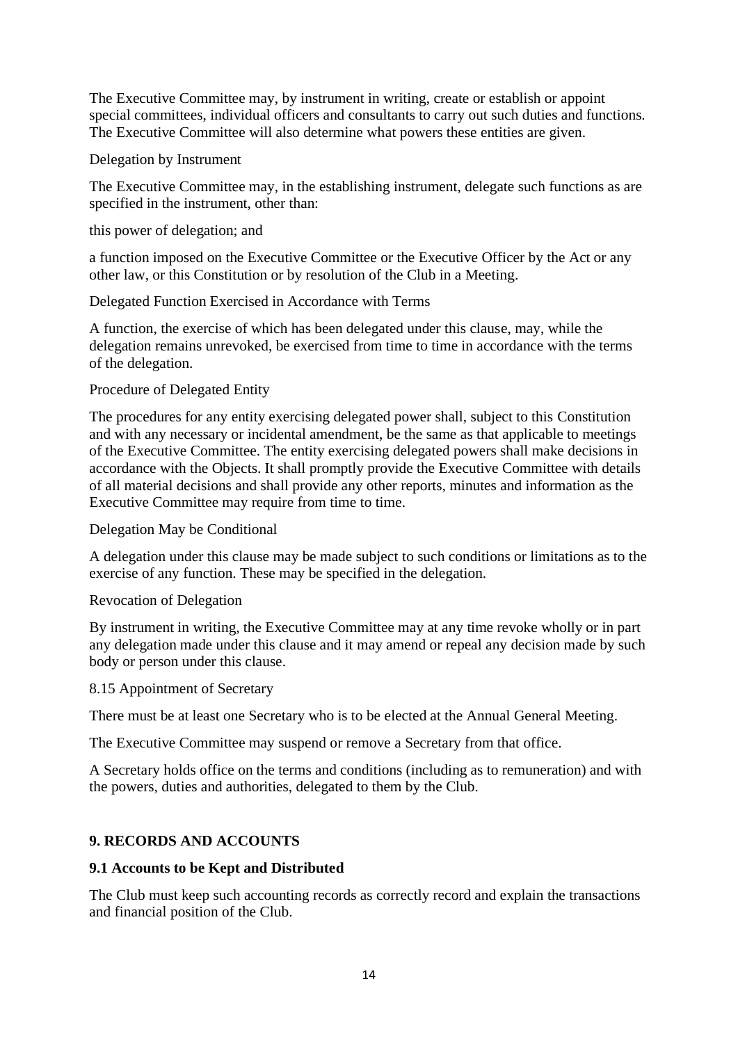The Executive Committee may, by instrument in writing, create or establish or appoint special committees, individual officers and consultants to carry out such duties and functions. The Executive Committee will also determine what powers these entities are given.

Delegation by Instrument

The Executive Committee may, in the establishing instrument, delegate such functions as are specified in the instrument, other than:

this power of delegation; and

a function imposed on the Executive Committee or the Executive Officer by the Act or any other law, or this Constitution or by resolution of the Club in a Meeting.

Delegated Function Exercised in Accordance with Terms

A function, the exercise of which has been delegated under this clause, may, while the delegation remains unrevoked, be exercised from time to time in accordance with the terms of the delegation.

Procedure of Delegated Entity

The procedures for any entity exercising delegated power shall, subject to this Constitution and with any necessary or incidental amendment, be the same as that applicable to meetings of the Executive Committee. The entity exercising delegated powers shall make decisions in accordance with the Objects. It shall promptly provide the Executive Committee with details of all material decisions and shall provide any other reports, minutes and information as the Executive Committee may require from time to time.

Delegation May be Conditional

A delegation under this clause may be made subject to such conditions or limitations as to the exercise of any function. These may be specified in the delegation.

Revocation of Delegation

By instrument in writing, the Executive Committee may at any time revoke wholly or in part any delegation made under this clause and it may amend or repeal any decision made by such body or person under this clause.

8.15 Appointment of Secretary

There must be at least one Secretary who is to be elected at the Annual General Meeting.

The Executive Committee may suspend or remove a Secretary from that office.

A Secretary holds office on the terms and conditions (including as to remuneration) and with the powers, duties and authorities, delegated to them by the Club.

## 9. RECORDS AND ACCOUNTS

### 9.1 Accounts to be Kept and Distributed

The Club must keep such accounting records as correctly record and explain the transactions and financial position of the Club.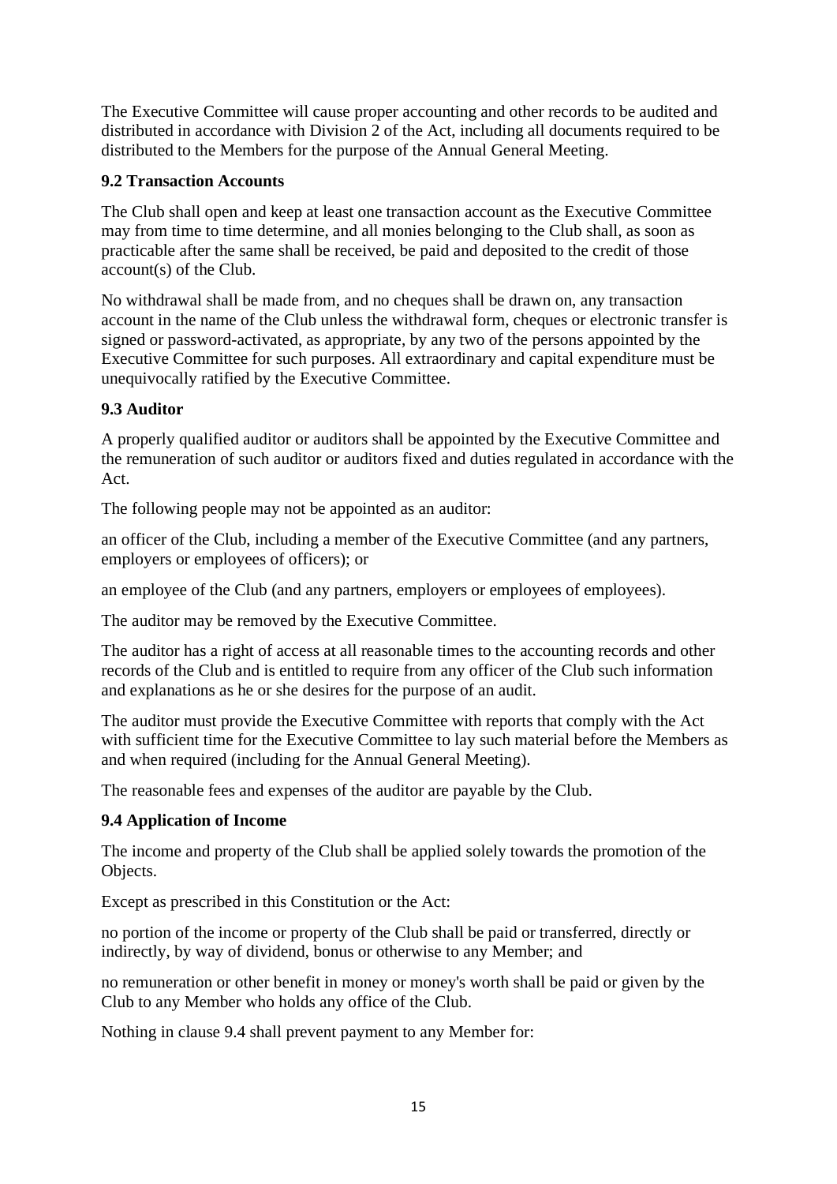The Executive Committee will cause proper accounting and other records to be audited and distributed in accordance with Division 2 of the Act, including all documents required to be distributed to the Members for the purpose of the Annual General Meeting.

**9.2 Transaction Accounts**

The Club shall open and keep at least one transaction account as the Executive Committee may from time to time determine, and all monies belonging to the Club shall, as soon as practicable after the same shall be received, be paid and deposited to the credit of those account(s) of the Club.

No withdrawal shall be made from, and no cheques shall be drawn on, any transaction account in the name of the Club unless the withdrawal form, cheques or electronic transfer is signed or password-activated, as appropriate, by any two of the persons appointed by the Executive Committee for such purposes. All extraordinary and capital expenditure must be unequivocally ratified by the Executive Committee.

**9.3 Auditor**

A properly qualified auditor or auditors shall be appointed by the Executive Committee and the remuneration of such auditor or auditors fixed and duties regulated in accordance with the Act.

The following people may not be appointed as an auditor:

an officer of the Club, including a member of the Executive Committee (and any partners, employers or employees of officers); or

an employee of the Club (and any partners, employers or employees of employees).

The auditor may be removed by the Executive Committee.

The auditor has a right of access at all reasonable times to the accounting records and other records of the Club and is entitled to require from any officer of the Club such information and explanations as he or she desires for the purpose of an audit.

The auditor must provide the Executive Committee with reports that comply with the Act with sufficient time for the Executive Committee to lay such material before the Members as and when required (including for the Annual General Meeting).

The reasonable fees and expenses of the auditor are payable by the Club.

**9.4 Application of Income**

The income and property of the Club shall be applied solely towards the promotion of the Objects.

Except as prescribed in this Constitution or the Act:

no portion of the income or property of the Club shall be paid or transferred, directly or indirectly, by way of dividend, bonus or otherwise to any Member; and

no remuneration or other benefit in money or money's worth shall be paid or given by the Club to any Member who holds any office of the Club.

Nothing in clause 9.4 shall prevent payment to any Member for: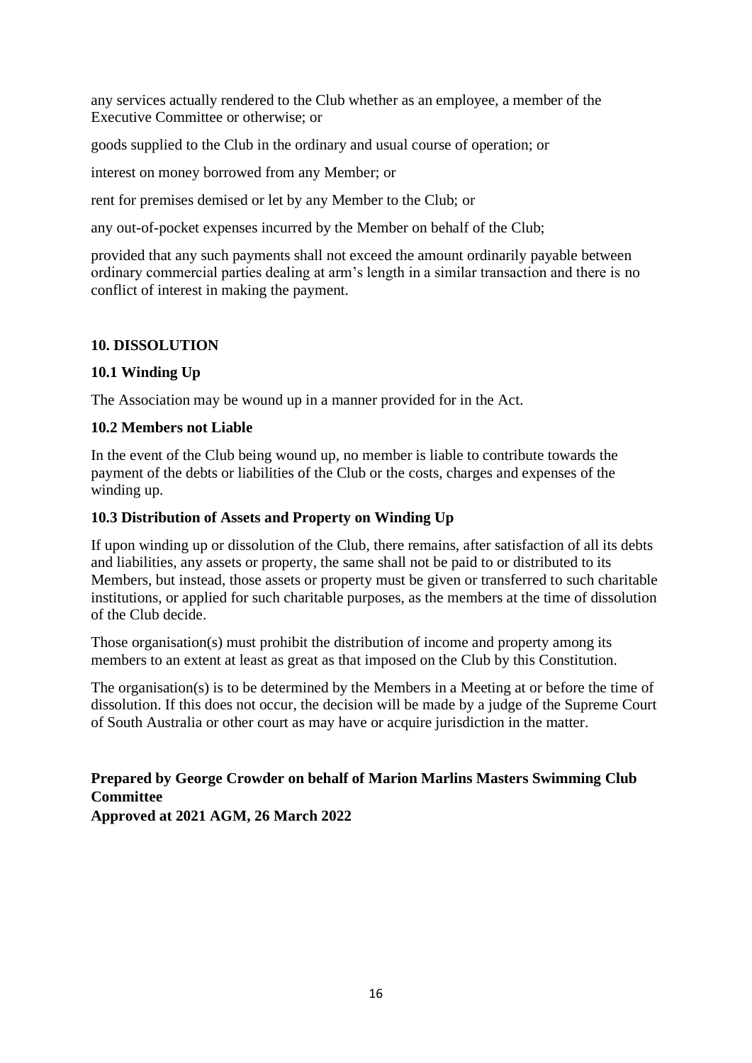any services actually rendered to the Club whether as an employee, a member of the Executive Committee or otherwise; or

goods supplied to the Club in the ordinary and usual course of operation; or

interest on money borrowed from any Member; or

rent for premises demised or let by any Member to the Club; or

any out-of-pocket expenses incurred by the Member on behalf of the Club;

provided that any such payments shall not exceed the amount ordinarily payable between ordinary commercial parties dealing at arm's length in a similar transaction and there is no conflict of interest in making the payment.

## 10. DISSOLUTION

### 10.1 Winding Up

The Association may be wound up in a manner provided for in the Act.

### 10.2 Members not Liable

In the event of the Club being wound up, no member is liable to contribute towards the payment of the debts or liabilities of the Club or the costs, charges and expenses of the winding up.

### 10.3 Distribution of Assets and Property on Winding Up

If upon winding up or dissolution of the Club, there remains, after satisfaction of all its debts and liabilities, any assets or property, the same shall not be paid to or distributed to its Members, but instead, those assets or property must be given or transferred to such charitable institutions, or applied for such charitable purposes, as the members at the time of dissolution of the Club decide.

Those organisation(s) must prohibit the distribution of income and property among its members to an extent at least as great as that imposed on the Club by this Constitution.

The organisation(s) is to be determined by the Members in a Meeting at or before the time of dissolution. If this does not occur, the decision will be made by a judge of the Supreme Court of South Australia or other court as may have or acquire jurisdiction in the matter.

**Prepared by George Crowder on behalf of Marion Marlins Masters Swimming Club Committee**
**Approved at 2021 AGM, 26 March 2022**